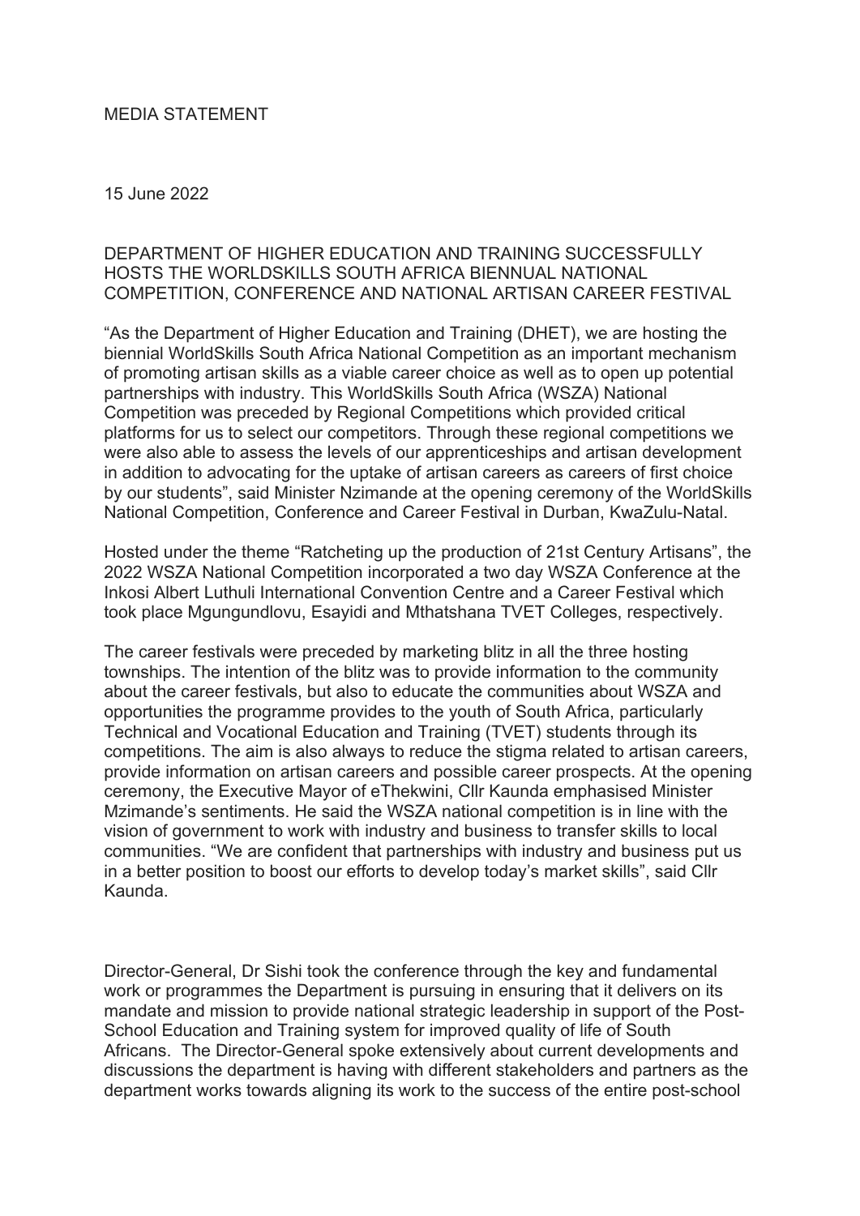MEDIA STATEMENT

15 June 2022

# DEPARTMENT OF HIGHER EDUCATION AND TRAINING SUCCESSFULLY HOSTS THE WORLDSKILLS SOUTH AFRICA BIENNUAL NATIONAL COMPETITION, CONFERENCE AND NATIONAL ARTISAN CAREER FESTIVAL

"As the Department of Higher Education and Training (DHET), we are hosting the biennial WorldSkills South Africa National Competition as an important mechanism of promoting artisan skills as a viable career choice as well as to open up potential partnerships with industry. This WorldSkills South Africa (WSZA) National Competition was preceded by Regional Competitions which provided critical platforms for us to select our competitors. Through these regional competitions we were also able to assess the levels of our apprenticeships and artisan development in addition to advocating for the uptake of artisan careers as careers of first choice by our students", said Minister Nzimande at the opening ceremony of the WorldSkills National Competition, Conference and Career Festival in Durban, KwaZulu-Natal.

Hosted under the theme "Ratcheting up the production of 21st Century Artisans", the 2022 WSZA National Competition incorporated a two day WSZA Conference at the Inkosi Albert Luthuli International Convention Centre and a Career Festival which took place Mgungundlovu, Esayidi and Mthatshana TVET Colleges, respectively.

The career festivals were preceded by marketing blitz in all the three hosting townships. The intention of the blitz was to provide information to the community about the career festivals, but also to educate the communities about WSZA and opportunities the programme provides to the youth of South Africa, particularly Technical and Vocational Education and Training (TVET) students through its competitions. The aim is also always to reduce the stigma related to artisan careers, provide information on artisan careers and possible career prospects. At the opening ceremony, the Executive Mayor of eThekwini, Cllr Kaunda emphasised Minister Mzimande's sentiments. He said the WSZA national competition is in line with the vision of government to work with industry and business to transfer skills to local communities. "We are confident that partnerships with industry and business put us in a better position to boost our efforts to develop today's market skills", said Cllr Kaunda.

Director-General, Dr Sishi took the conference through the key and fundamental work or programmes the Department is pursuing in ensuring that it delivers on its mandate and mission to provide national strategic leadership in support of the Post-School Education and Training system for improved quality of life of South Africans. The Director-General spoke extensively about current developments and discussions the department is having with different stakeholders and partners as the department works towards aligning its work to the success of the entire post-school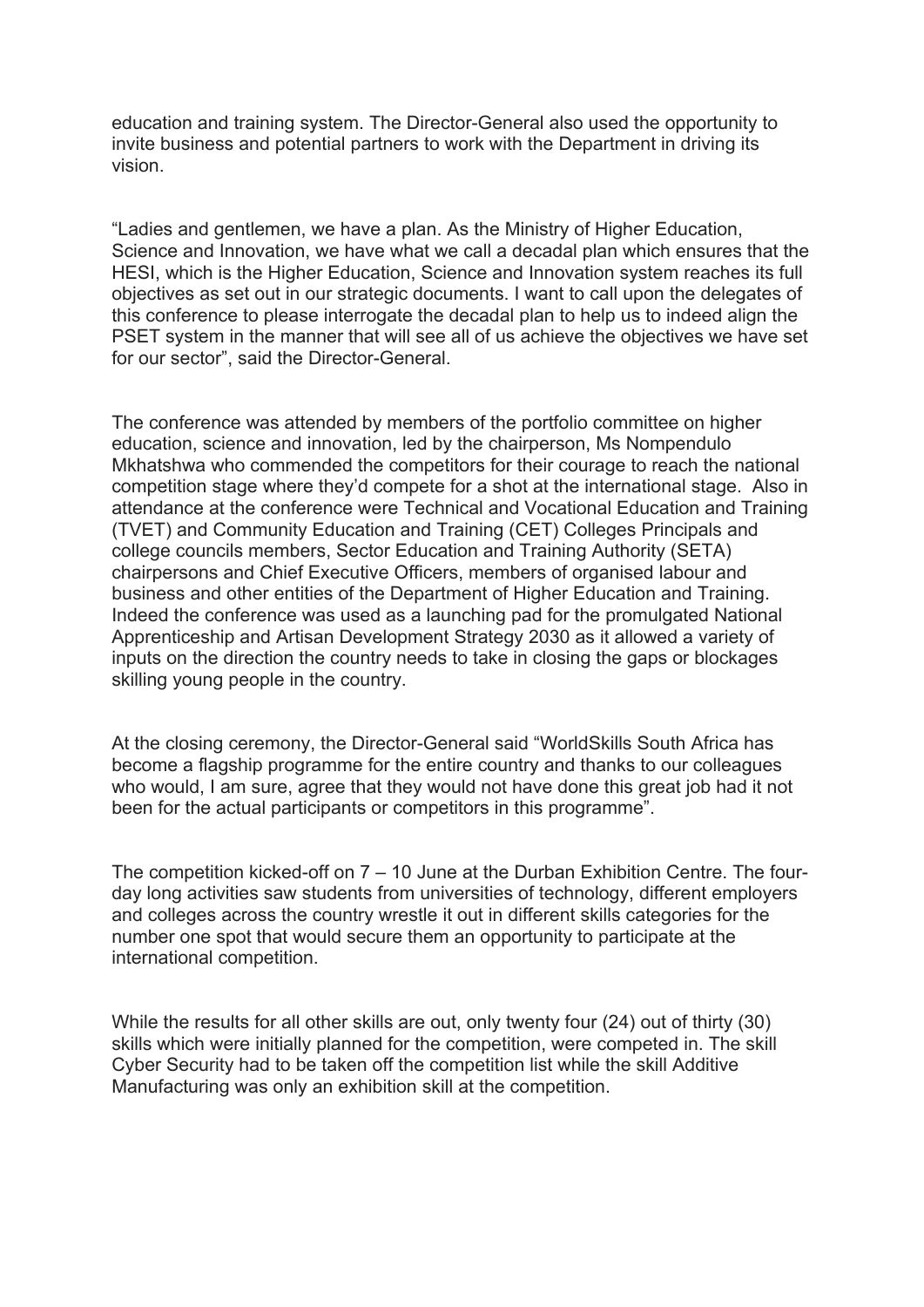education and training system. The Director-General also used the opportunity to invite business and potential partners to work with the Department in driving its vision.

"Ladies and gentlemen, we have a plan. As the Ministry of Higher Education, Science and Innovation, we have what we call a decadal plan which ensures that the HESI, which is the Higher Education, Science and Innovation system reaches its full objectives as set out in our strategic documents. I want to call upon the delegates of this conference to please interrogate the decadal plan to help us to indeed align the PSET system in the manner that will see all of us achieve the objectives we have set for our sector", said the Director-General.

The conference was attended by members of the portfolio committee on higher education, science and innovation, led by the chairperson, Ms Nompendulo Mkhatshwa who commended the competitors for their courage to reach the national competition stage where they'd compete for a shot at the international stage. Also in attendance at the conference were Technical and Vocational Education and Training (TVET) and Community Education and Training (CET) Colleges Principals and college councils members, Sector Education and Training Authority (SETA) chairpersons and Chief Executive Officers, members of organised labour and business and other entities of the Department of Higher Education and Training. Indeed the conference was used as a launching pad for the promulgated National Apprenticeship and Artisan Development Strategy 2030 as it allowed a variety of inputs on the direction the country needs to take in closing the gaps or blockages skilling young people in the country.

At the closing ceremony, the Director-General said "WorldSkills South Africa has become a flagship programme for the entire country and thanks to our colleagues who would, I am sure, agree that they would not have done this great job had it not been for the actual participants or competitors in this programme".

The competition kicked-off on 7 – 10 June at the Durban Exhibition Centre. The four-day long activities saw students from universities of technology, different employers and colleges across the country wrestle it out in different skills categories for the number one spot that would secure them an opportunity to participate at the international competition.

While the results for all other skills are out, only twenty four (24) out of thirty (30) skills which were initially planned for the competition, were competed in. The skill Cyber Security had to be taken off the competition list while the skill Additive Manufacturing was only an exhibition skill at the competition.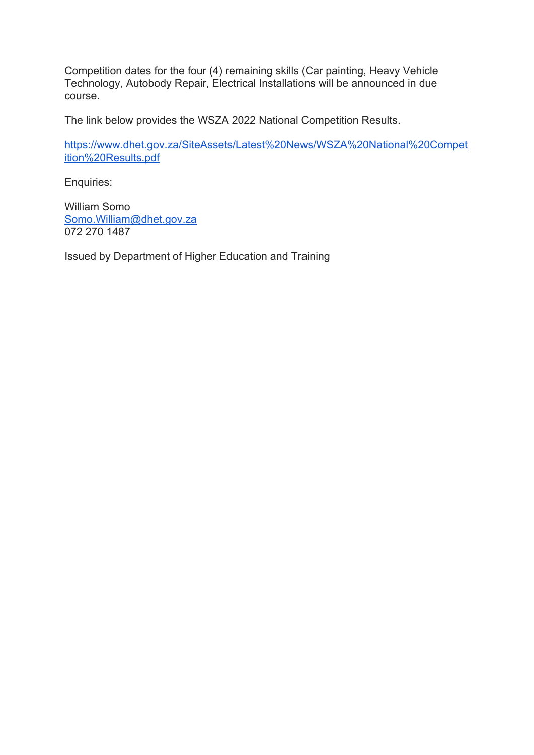Competition dates for the four (4) remaining skills (Car painting, Heavy Vehicle Technology, Autobody Repair, Electrical Installations will be announced in due course.

The link below provides the WSZA 2022 National Competition Results.

https://www.dhet.gov.za/SiteAssets/Latest%20News/WSZA%20National%20Competition%20Results.pdf

Enquiries:

William Somo
Somo.William@dhet.gov.za
072 270 1487

Issued by Department of Higher Education and Training